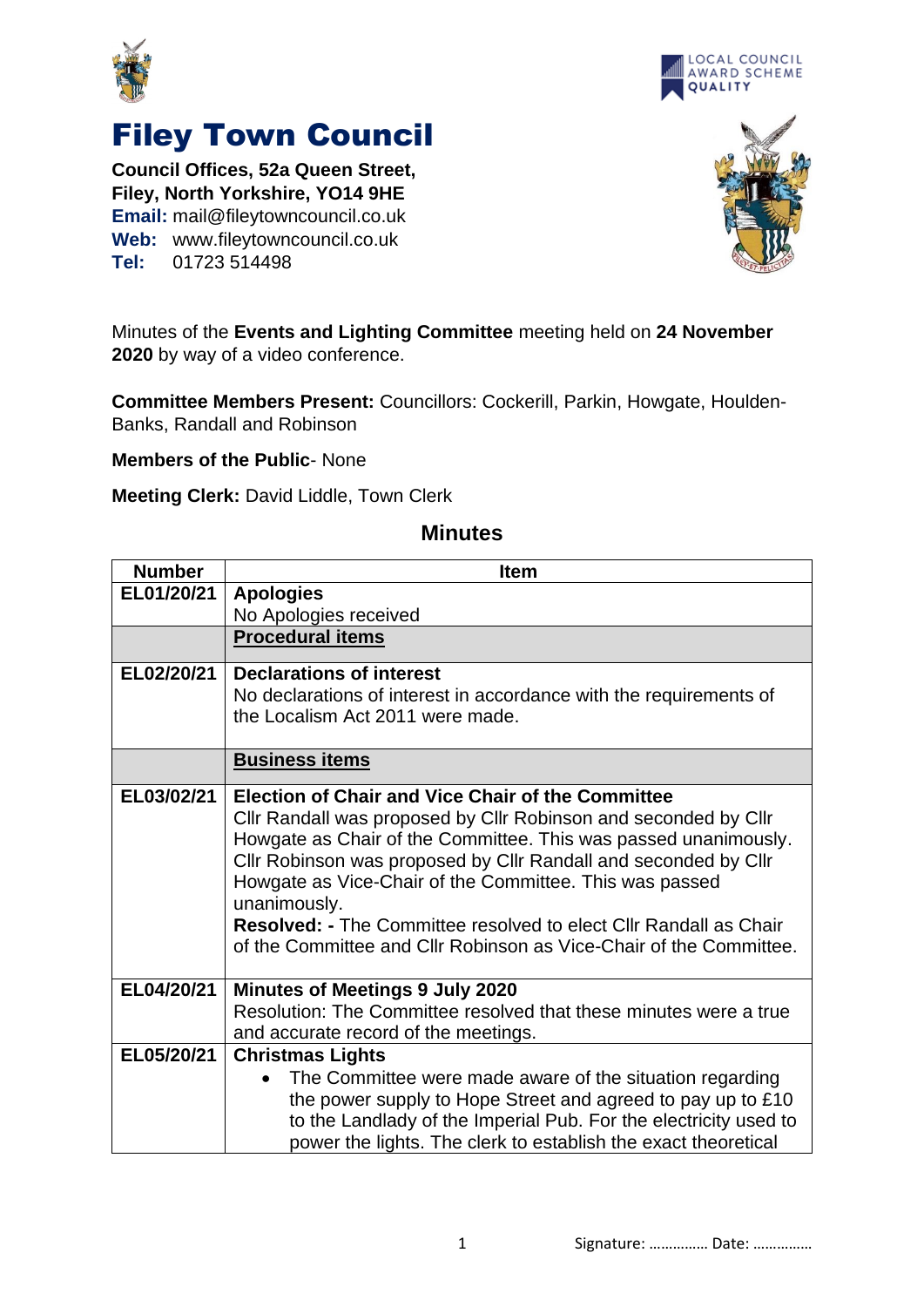# Filey Town Council

**Council Offices, 52a Queen Street,**
**Filey, North Yorkshire, YO14 9HE**
**Email:** mail@fileytowncouncil.co.uk
**Web:** www.fileytowncouncil.co.uk
**Tel:** 01723 514498

Minutes of the **Events and Lighting Committee** meeting held on **24 November 2020** by way of a video conference.

**Committee Members Present:** Councillors: Cockerill, Parkin, Howgate, Houlden-Banks, Randall and Robinson

**Members of the Public**- None

**Meeting Clerk:** David Liddle, Town Clerk

## Minutes

| Number | Item |
|---|---|
| **EL01/20/21** | **Apologies**<br>No Apologies received |
| | **Procedural items** |
| **EL02/20/21** | **Declarations of interest**<br>No declarations of interest in accordance with the requirements of the Localism Act 2011 were made. |
| | **Business items** |
| **EL03/02/21** | **Election of Chair and Vice Chair of the Committee**<br>Cllr Randall was proposed by Cllr Robinson and seconded by Cllr Howgate as Chair of the Committee. This was passed unanimously. Cllr Robinson was proposed by Cllr Randall and seconded by Cllr Howgate as Vice-Chair of the Committee. This was passed unanimously.<br>**Resolved: -** The Committee resolved to elect Cllr Randall as Chair of the Committee and Cllr Robinson as Vice-Chair of the Committee. |
| **EL04/20/21** | **Minutes of Meetings 9 July 2020**<br>Resolution: The Committee resolved that these minutes were a true and accurate record of the meetings. |
| **EL05/20/21** | **Christmas Lights**<br>• The Committee were made aware of the situation regarding the power supply to Hope Street and agreed to pay up to £10 to the Landlady of the Imperial Pub. For the electricity used to power the lights. The clerk to establish the exact theoretical |

Signature: ………….. Date: …………..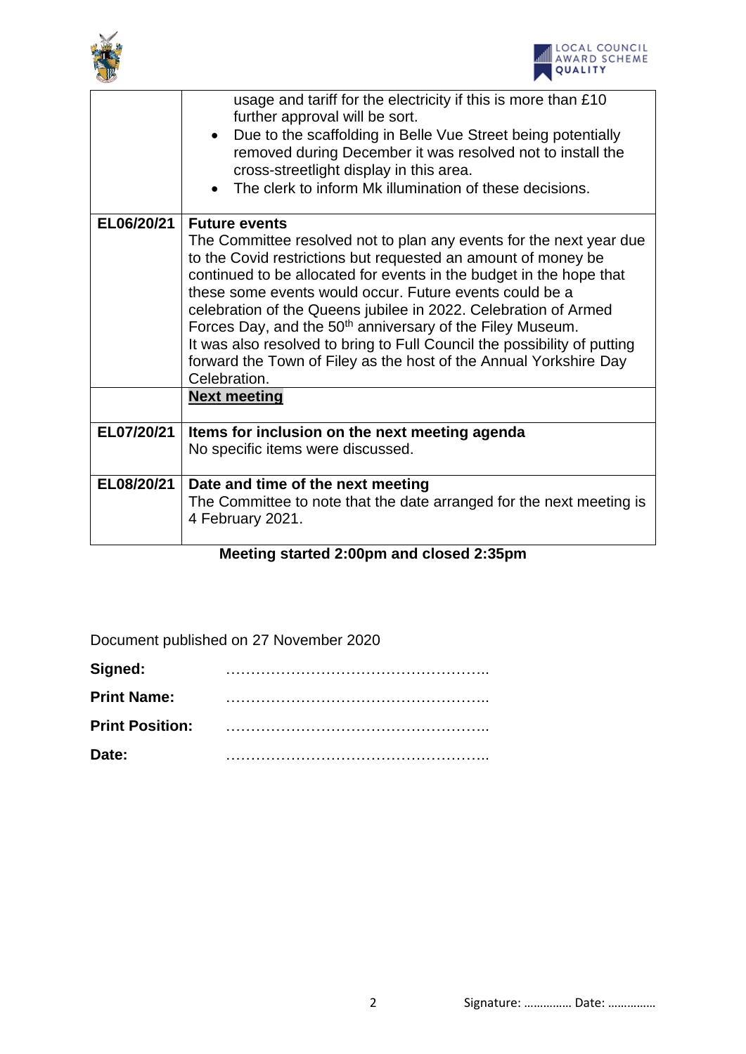| | |
|---|---|
| | usage and tariff for the electricity if this is more than £10 further approval will be sort.<br>• Due to the scaffolding in Belle Vue Street being potentially removed during December it was resolved not to install the cross-streetlight display in this area.<br>• The clerk to inform Mk illumination of these decisions. |
| **EL06/20/21** | **Future events**<br>The Committee resolved not to plan any events for the next year due to the Covid restrictions but requested an amount of money be continued to be allocated for events in the budget in the hope that these some events would occur. Future events could be a celebration of the Queens jubilee in 2022. Celebration of Armed Forces Day, and the 50th anniversary of the Filey Museum.<br>It was also resolved to bring to Full Council the possibility of putting forward the Town of Filey as the host of the Annual Yorkshire Day Celebration. |
| | **Next meeting** |
| **EL07/20/21** | **Items for inclusion on the next meeting agenda**<br>No specific items were discussed. |
| **EL08/20/21** | **Date and time of the next meeting**<br>The Committee to note that the date arranged for the next meeting is 4 February 2021. |

**Meeting started 2:00pm and closed 2:35pm**

Document published on 27 November 2020

**Signed:** ……………………………………………..

**Print Name:** ……………………………………………..

**Print Position:** ……………………………………………..

**Date:** ……………………………………………..